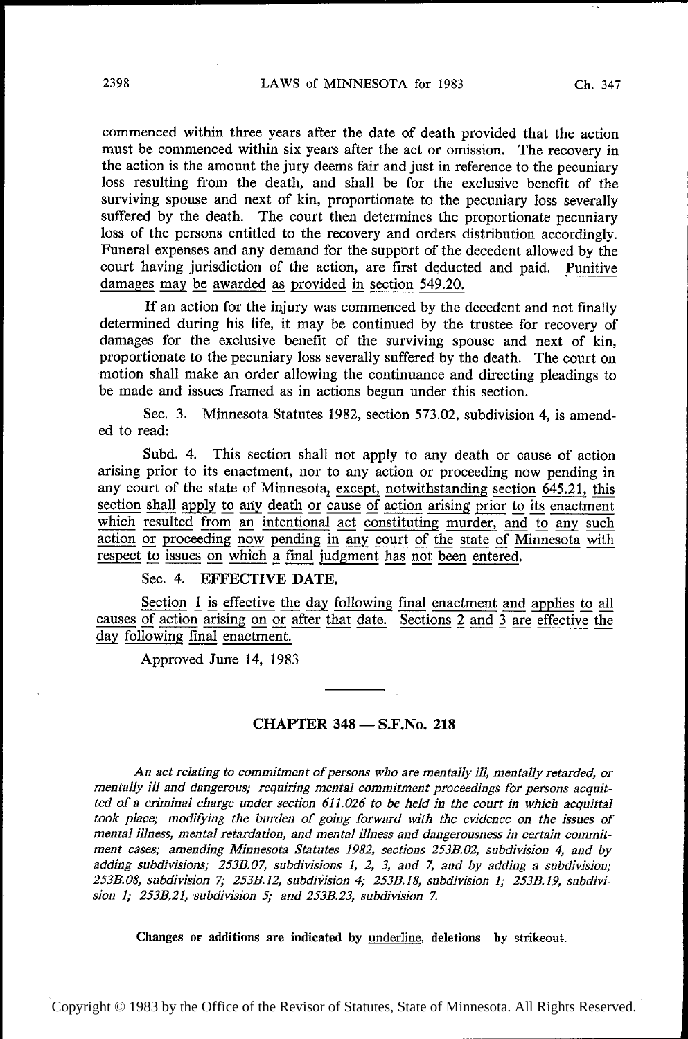commenced within three years after the date of death provided that the action must be commenced within six years after the act or omission. The recovery in the action is the amount the jury deems fair and just in reference to the pecuniary loss resulting from the death, and shall be for the exclusive benefit of the surviving spouse and next of kin, proportionate to the pecuniary loss severally suffered by the death. The court then determines the proportionate pecuniary loss of the persons entitled to the recovery and orders distribution accordingly. Funeral expenses and any demand for the support of the decedent allowed by the court having jurisdiction of the action, are first deducted and paid. Punitive damages may be awarded as provided in section 549.20.

If an action for the injury was commenced by the decedent and not finally determined during his life, it may be continued by the trustee for recovery of damages for the exclusive benefit of the surviving spouse and next of kin, proportionate to the pecuniary loss severally suffered by the death. The court on motion shall make an order allowing the continuance and directing pleadings to be made and issues framed as in actions begun under this section.

Sec. 3. Minnesota Statutes 1982, section 573.02, subdivision 4, is amended to read:

Subd. 4. This section shall not apply to any death or cause of action arising prior to its enactment, nor to any action or proceeding now pending in any court of the state of Minnesota, except, notwithstanding section 645.21, this section shall apply to any death or cause of action arising prior to its enactment which resulted from an intentional act constituting murder, and to any such action or proceeding now pending in any court of the state of Minnesota with respect to issues on which a final judgment has not been entered.

Sec. 4. **EFFECTIVE DATE.**

Section 1 is effective the day following final enactment and applies to all causes of action arising on or after that date. Sections 2 and 3 are effective the day following final enactment.

Approved June 14, 1983

---

## CHAPTER 348 — S.F.No. 218

*An act relating to commitment of persons who are mentally ill, mentally retarded, or mentally ill and dangerous; requiring mental commitment proceedings for persons acquitted of a criminal charge under section 611.026 to be held in the court in which acquittal took place; modifying the burden of going forward with the evidence on the issues of mental illness, mental retardation, and mental illness and dangerousness in certain commitment cases; amending Minnesota Statutes 1982, sections 253B.02, subdivision 4, and by adding subdivisions; 253B.07, subdivisions 1, 2, 3, and 7, and by adding a subdivision; 253B.08, subdivision 7; 253B.12, subdivision 4; 253B.18, subdivision 1; 253B.19, subdivision 1; 253B.21, subdivision 5; and 253B.23, subdivision 7.*

**Changes or additions are indicated by underline, deletions by ~~strikeout~~.**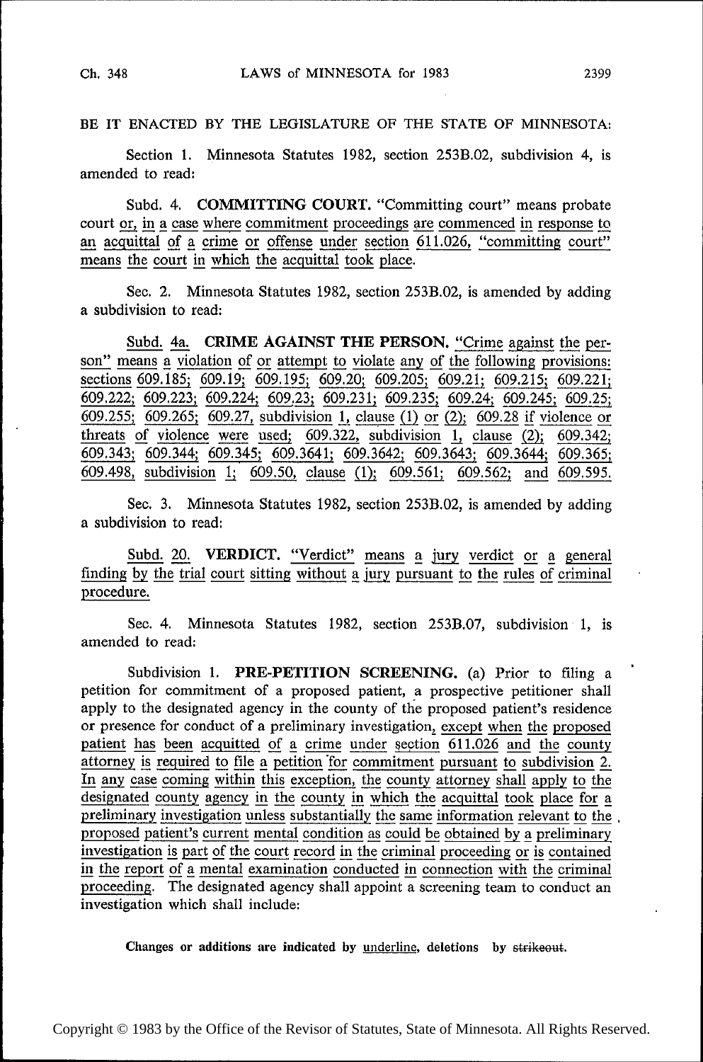BE IT ENACTED BY THE LEGISLATURE OF THE STATE OF MINNESOTA:

Section 1. Minnesota Statutes 1982, section 253B.02, subdivision 4, is amended to read:

Subd. 4. **COMMITTING COURT.** "Committing court" means probate court or, in a case where commitment proceedings are commenced in response to an acquittal of a crime or offense under section 611.026, "committing court" means the court in which the acquittal took place.

Sec. 2. Minnesota Statutes 1982, section 253B.02, is amended by adding a subdivision to read:

Subd. 4a. **CRIME AGAINST THE PERSON.** "Crime against the person" means a violation of or attempt to violate any of the following provisions: sections 609.185; 609.19; 609.195; 609.20; 609.205; 609.21; 609.215; 609.221; 609.222; 609.223; 609.224; 609.23; 609.231; 609.235; 609.24; 609.245; 609.25; 609.255; 609.265; 609.27, subdivision 1, clause (1) or (2); 609.28 if violence or threats of violence were used; 609.322, subdivision 1, clause (2); 609.342; 609.343; 609.344; 609.345; 609.3641; 609.3642; 609.3643; 609.3644; 609.365; 609.498, subdivision 1; 609.50, clause (1); 609.561; 609.562; and 609.595.

Sec. 3. Minnesota Statutes 1982, section 253B.02, is amended by adding a subdivision to read:

Subd. 20. **VERDICT.** "Verdict" means a jury verdict or a general finding by the trial court sitting without a jury pursuant to the rules of criminal procedure.

Sec. 4. Minnesota Statutes 1982, section 253B.07, subdivision 1, is amended to read:

Subdivision 1. **PRE-PETITION SCREENING.** (a) Prior to filing a petition for commitment of a proposed patient, a prospective petitioner shall apply to the designated agency in the county of the proposed patient's residence or presence for conduct of a preliminary investigation, except when the proposed patient has been acquitted of a crime under section 611.026 and the county attorney is required to file a petition for commitment pursuant to subdivision 2. In any case coming within this exception, the county attorney shall apply to the designated county agency in the county in which the acquittal took place for a preliminary investigation unless substantially the same information relevant to the proposed patient's current mental condition as could be obtained by a preliminary investigation is part of the court record in the criminal proceeding or is contained in the report of a mental examination conducted in connection with the criminal proceeding. The designated agency shall appoint a screening team to conduct an investigation which shall include:

Changes or additions are indicated by underline, deletions by ~~strikeout~~.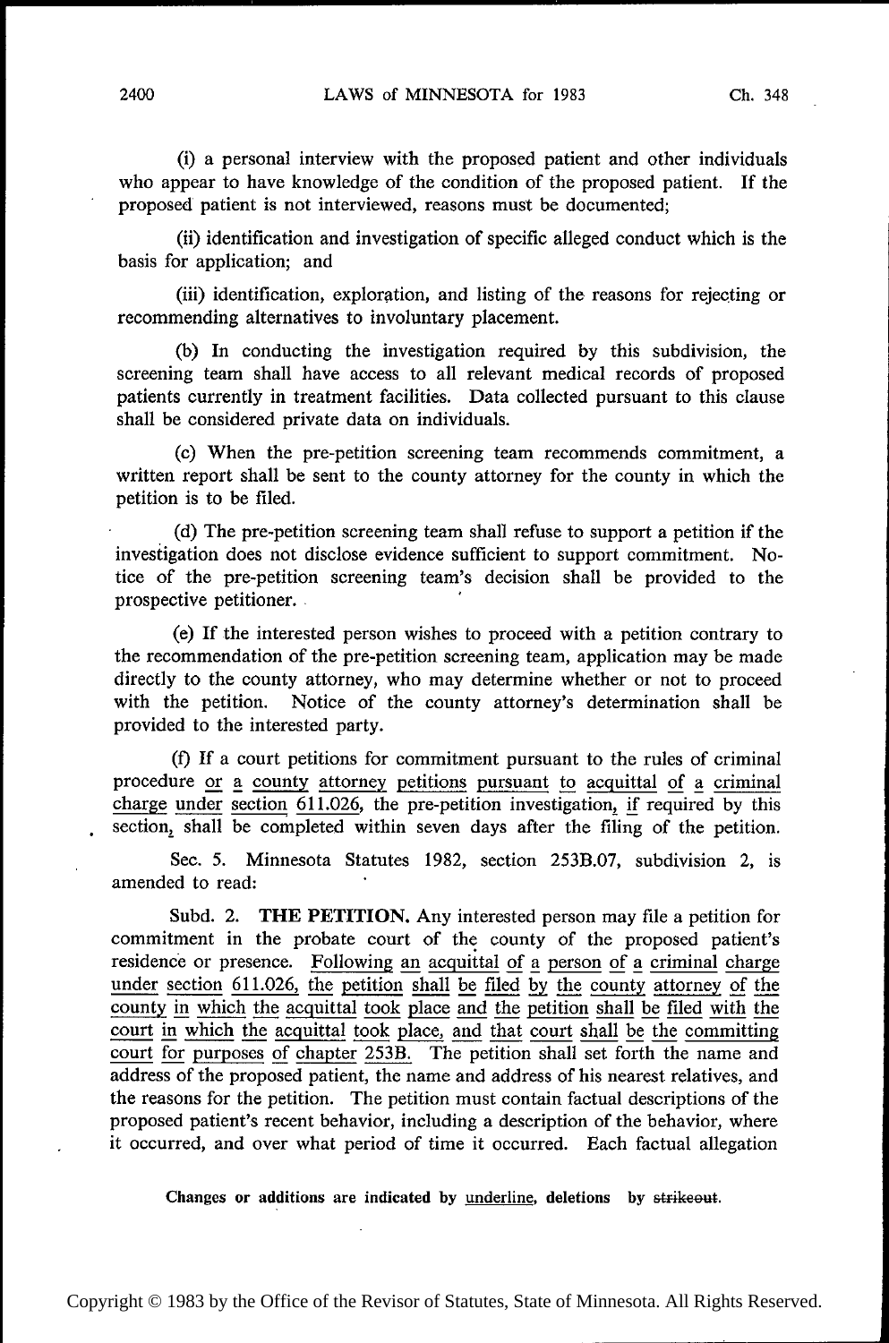(i) a personal interview with the proposed patient and other individuals who appear to have knowledge of the condition of the proposed patient. If the proposed patient is not interviewed, reasons must be documented;

(ii) identification and investigation of specific alleged conduct which is the basis for application; and

(iii) identification, exploration, and listing of the reasons for rejecting or recommending alternatives to involuntary placement.

(b) In conducting the investigation required by this subdivision, the screening team shall have access to all relevant medical records of proposed patients currently in treatment facilities. Data collected pursuant to this clause shall be considered private data on individuals.

(c) When the pre-petition screening team recommends commitment, a written report shall be sent to the county attorney for the county in which the petition is to be filed.

(d) The pre-petition screening team shall refuse to support a petition if the investigation does not disclose evidence sufficient to support commitment. Notice of the pre-petition screening team's decision shall be provided to the prospective petitioner.

(e) If the interested person wishes to proceed with a petition contrary to the recommendation of the pre-petition screening team, application may be made directly to the county attorney, who may determine whether or not to proceed with the petition. Notice of the county attorney's determination shall be provided to the interested party.

(f) If a court petitions for commitment pursuant to the rules of criminal procedure <u>or a county attorney petitions pursuant to acquittal of a criminal charge under section 611.026</u>, the pre-petition investigation, <u>if required by this section</u>, shall be completed within seven days after the filing of the petition.

Sec. 5. Minnesota Statutes 1982, section 253B.07, subdivision 2, is amended to read:

Subd. 2. **THE PETITION.** Any interested person may file a petition for commitment in the probate court of the county of the proposed patient's residence or presence. <u>Following an acquittal of a person of a criminal charge under section 611.026, the petition shall be filed by the county attorney of the county in which the acquittal took place and the petition shall be filed with the court in which the acquittal took place, and that court shall be the committing court for purposes of chapter 253B.</u> The petition shall set forth the name and address of the proposed patient, the name and address of his nearest relatives, and the reasons for the petition. The petition must contain factual descriptions of the proposed patient's recent behavior, including a description of the behavior, where it occurred, and over what period of time it occurred. Each factual allegation

**Changes or additions are indicated by <u>underline</u>, deletions by ~~strikeout~~.**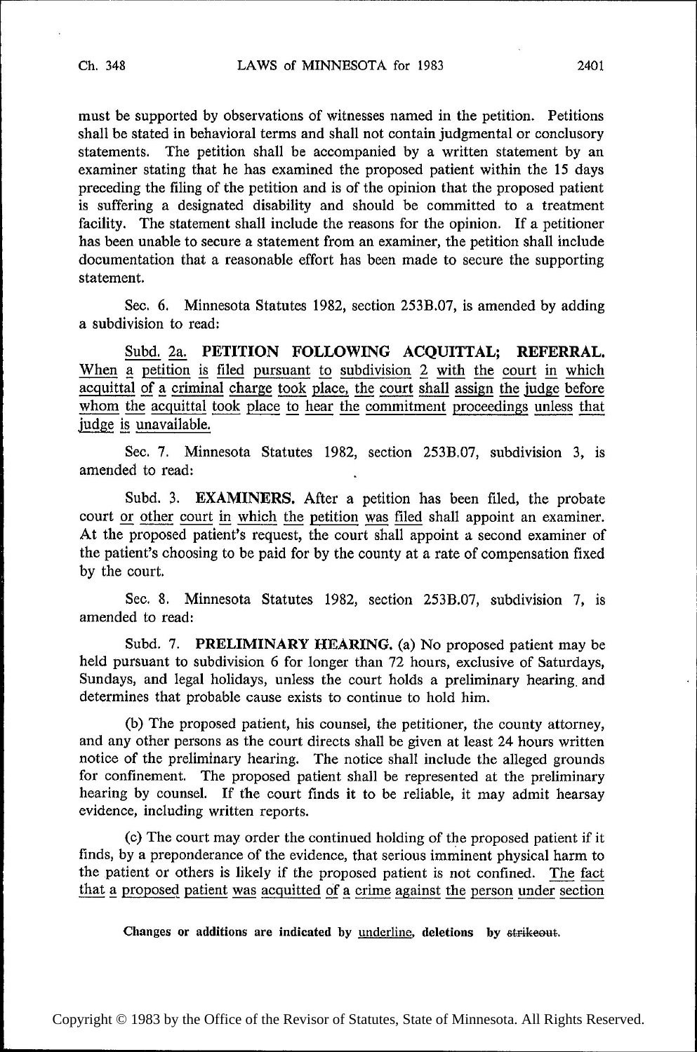must be supported by observations of witnesses named in the petition. Petitions shall be stated in behavioral terms and shall not contain judgmental or conclusory statements. The petition shall be accompanied by a written statement by an examiner stating that he has examined the proposed patient within the 15 days preceding the filing of the petition and is of the opinion that the proposed patient is suffering a designated disability and should be committed to a treatment facility. The statement shall include the reasons for the opinion. If a petitioner has been unable to secure a statement from an examiner, the petition shall include documentation that a reasonable effort has been made to secure the supporting statement.

Sec. 6. Minnesota Statutes 1982, section 253B.07, is amended by adding a subdivision to read:

Subd. 2a. **PETITION FOLLOWING ACQUITTAL; REFERRAL.** When a petition is filed pursuant to subdivision 2 with the court in which acquittal of a criminal charge took place, the court shall assign the judge before whom the acquittal took place to hear the commitment proceedings unless that judge is unavailable.

Sec. 7. Minnesota Statutes 1982, section 253B.07, subdivision 3, is amended to read:

Subd. 3. **EXAMINERS.** After a petition has been filed, the probate court or other court in which the petition was filed shall appoint an examiner. At the proposed patient's request, the court shall appoint a second examiner of the patient's choosing to be paid for by the county at a rate of compensation fixed by the court.

Sec. 8. Minnesota Statutes 1982, section 253B.07, subdivision 7, is amended to read:

Subd. 7. **PRELIMINARY HEARING.** (a) No proposed patient may be held pursuant to subdivision 6 for longer than 72 hours, exclusive of Saturdays, Sundays, and legal holidays, unless the court holds a preliminary hearing and determines that probable cause exists to continue to hold him.

(b) The proposed patient, his counsel, the petitioner, the county attorney, and any other persons as the court directs shall be given at least 24 hours written notice of the preliminary hearing. The notice shall include the alleged grounds for confinement. The proposed patient shall be represented at the preliminary hearing by counsel. If the court finds it to be reliable, it may admit hearsay evidence, including written reports.

(c) The court may order the continued holding of the proposed patient if it finds, by a preponderance of the evidence, that serious imminent physical harm to the patient or others is likely if the proposed patient is not confined. The fact that a proposed patient was acquitted of a crime against the person under section

Changes or additions are indicated by underline, deletions by ~~strikeout~~.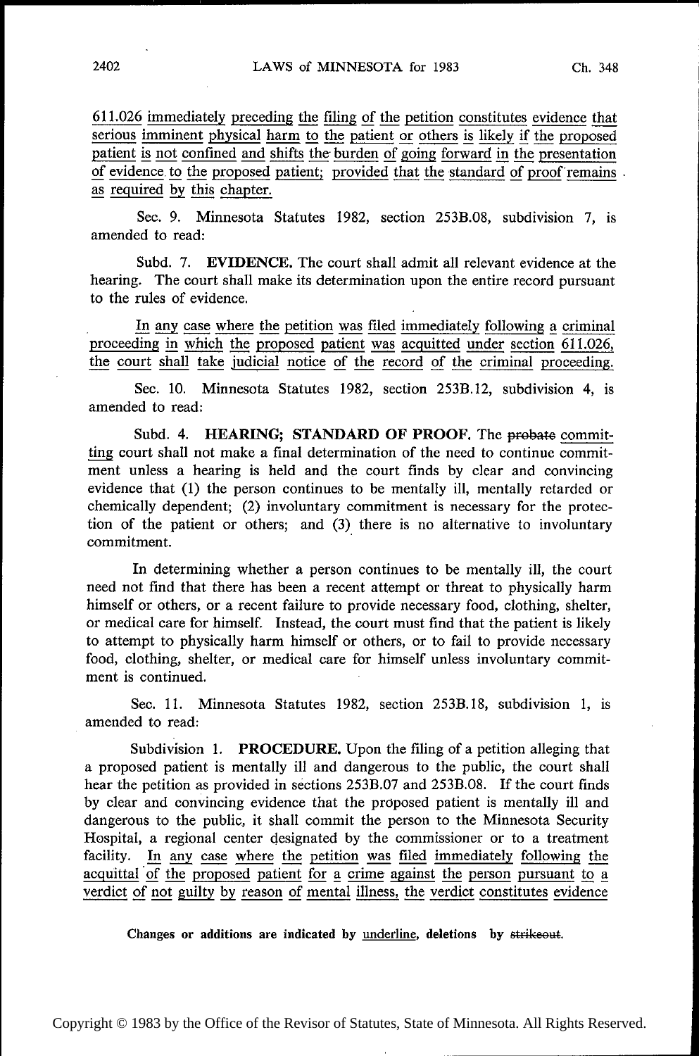611.026 immediately preceding the filing of the petition constitutes evidence that serious imminent physical harm to the patient or others is likely if the proposed patient is not confined and shifts the burden of going forward in the presentation of evidence to the proposed patient; provided that the standard of proof remains as required by this chapter.

Sec. 9. Minnesota Statutes 1982, section 253B.08, subdivision 7, is amended to read:

Subd. 7. **EVIDENCE.** The court shall admit all relevant evidence at the hearing. The court shall make its determination upon the entire record pursuant to the rules of evidence.

In any case where the petition was filed immediately following a criminal proceeding in which the proposed patient was acquitted under section 611.026, the court shall take judicial notice of the record of the criminal proceeding.

Sec. 10. Minnesota Statutes 1982, section 253B.12, subdivision 4, is amended to read:

Subd. 4. **HEARING; STANDARD OF PROOF.** The ~~probate~~ committing court shall not make a final determination of the need to continue commitment unless a hearing is held and the court finds by clear and convincing evidence that (1) the person continues to be mentally ill, mentally retarded or chemically dependent; (2) involuntary commitment is necessary for the protection of the patient or others; and (3) there is no alternative to involuntary commitment.

In determining whether a person continues to be mentally ill, the court need not find that there has been a recent attempt or threat to physically harm himself or others, or a recent failure to provide necessary food, clothing, shelter, or medical care for himself. Instead, the court must find that the patient is likely to attempt to physically harm himself or others, or to fail to provide necessary food, clothing, shelter, or medical care for himself unless involuntary commitment is continued.

Sec. 11. Minnesota Statutes 1982, section 253B.18, subdivision 1, is amended to read:

Subdivision 1. **PROCEDURE.** Upon the filing of a petition alleging that a proposed patient is mentally ill and dangerous to the public, the court shall hear the petition as provided in sections 253B.07 and 253B.08. If the court finds by clear and convincing evidence that the proposed patient is mentally ill and dangerous to the public, it shall commit the person to the Minnesota Security Hospital, a regional center designated by the commissioner or to a treatment facility. In any case where the petition was filed immediately following the acquittal of the proposed patient for a crime against the person pursuant to a verdict of not guilty by reason of mental illness, the verdict constitutes evidence

Changes or additions are indicated by underline, deletions by ~~strikeout~~.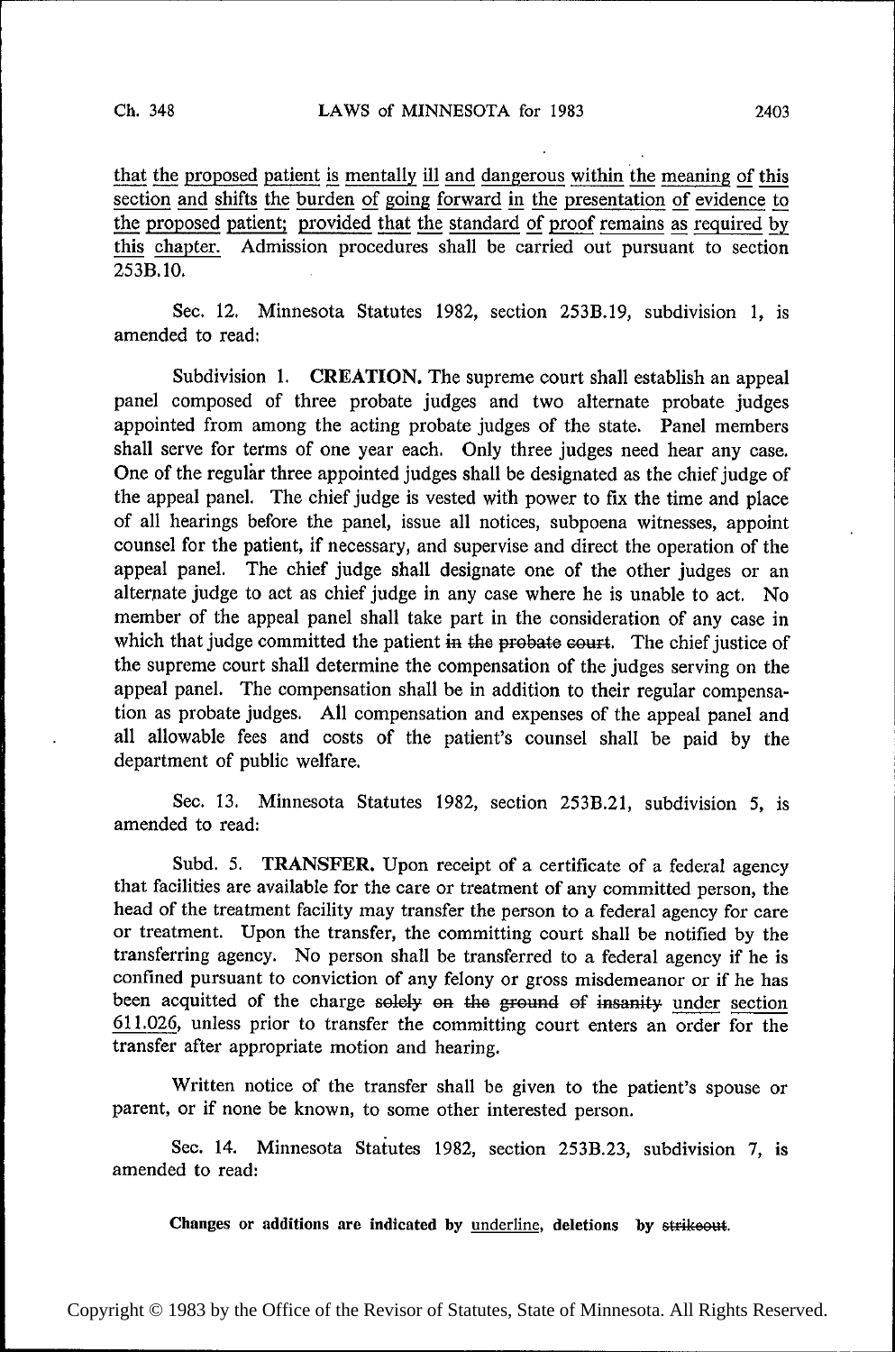<u>that the proposed patient is mentally ill and dangerous within the meaning of this section and shifts the burden of going forward in the presentation of evidence to the proposed patient; provided that the standard of proof remains as required by this chapter.</u> Admission procedures shall be carried out pursuant to section 253B.10.

Sec. 12. Minnesota Statutes 1982, section 253B.19, subdivision 1, is amended to read:

Subdivision 1. **CREATION.** The supreme court shall establish an appeal panel composed of three probate judges and two alternate probate judges appointed from among the acting probate judges of the state. Panel members shall serve for terms of one year each. Only three judges need hear any case. One of the regular three appointed judges shall be designated as the chief judge of the appeal panel. The chief judge is vested with power to fix the time and place of all hearings before the panel, issue all notices, subpoena witnesses, appoint counsel for the patient, if necessary, and supervise and direct the operation of the appeal panel. The chief judge shall designate one of the other judges or an alternate judge to act as chief judge in any case where he is unable to act. No member of the appeal panel shall take part in the consideration of any case in which that judge committed the patient ~~in the probate court~~. The chief justice of the supreme court shall determine the compensation of the judges serving on the appeal panel. The compensation shall be in addition to their regular compensation as probate judges. All compensation and expenses of the appeal panel and all allowable fees and costs of the patient's counsel shall be paid by the department of public welfare.

Sec. 13. Minnesota Statutes 1982, section 253B.21, subdivision 5, is amended to read:

Subd. 5. **TRANSFER.** Upon receipt of a certificate of a federal agency that facilities are available for the care or treatment of any committed person, the head of the treatment facility may transfer the person to a federal agency for care or treatment. Upon the transfer, the committing court shall be notified by the transferring agency. No person shall be transferred to a federal agency if he is confined pursuant to conviction of any felony or gross misdemeanor or if he has been acquitted of the charge ~~solely on the ground of insanity~~ <u>under section 611.026</u>, unless prior to transfer the committing court enters an order for the transfer after appropriate motion and hearing.

Written notice of the transfer shall be given to the patient's spouse or parent, or if none be known, to some other interested person.

Sec. 14. Minnesota Statutes 1982, section 253B.23, subdivision 7, is amended to read: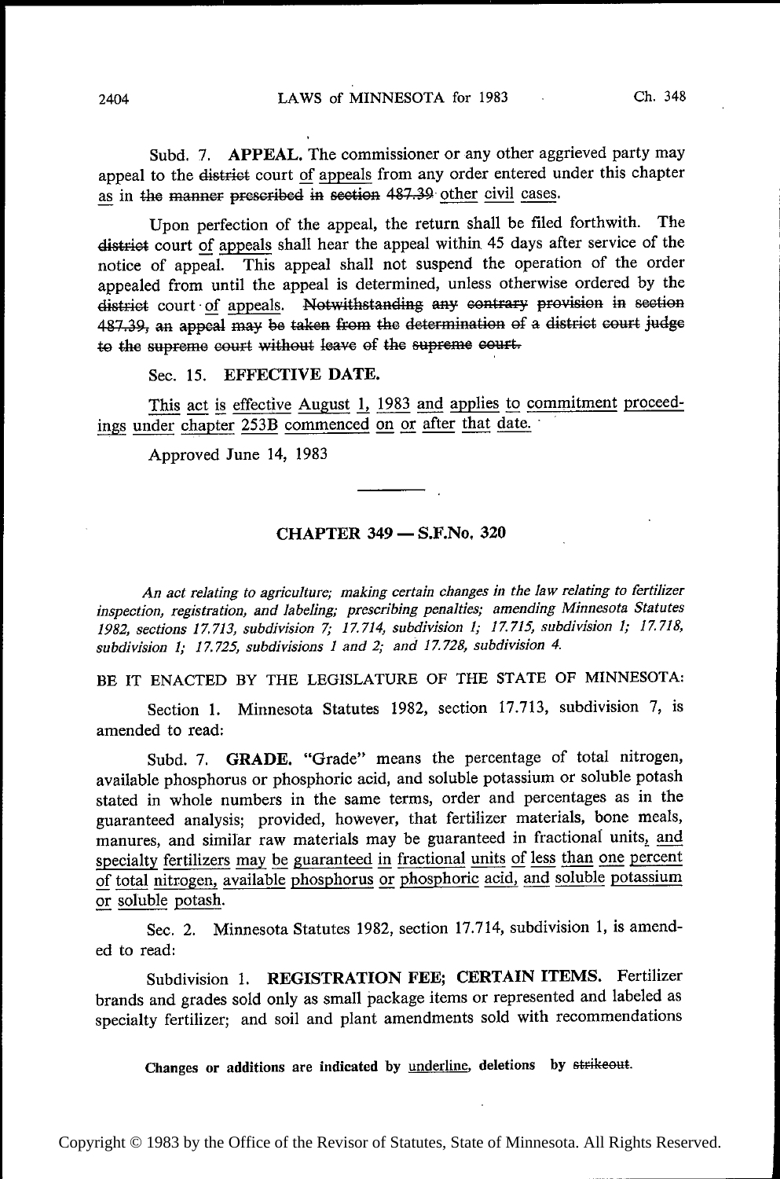Subd. 7. **APPEAL.** The commissioner or any other aggrieved party may appeal to the ~~district~~ court of appeals from any order entered under this chapter as in ~~the manner prescribed in section 487.39~~ other civil cases.

Upon perfection of the appeal, the return shall be filed forthwith. The ~~district~~ court of appeals shall hear the appeal within 45 days after service of the notice of appeal. This appeal shall not suspend the operation of the order appealed from until the appeal is determined, unless otherwise ordered by the ~~district~~ court of appeals. ~~Notwithstanding any contrary provision in section 487.39, an appeal may be taken from the determination of a district court judge to the supreme court without leave of the supreme court.~~

Sec. 15. **EFFECTIVE DATE.**

This act is effective August 1, 1983 and applies to commitment proceedings under chapter 253B commenced on or after that date.

Approved June 14, 1983

---

## CHAPTER 349 — S.F.No. 320

*An act relating to agriculture; making certain changes in the law relating to fertilizer inspection, registration, and labeling; prescribing penalties; amending Minnesota Statutes 1982, sections 17.713, subdivision 7; 17.714, subdivision 1; 17.715, subdivision 1; 17.718, subdivision 1; 17.725, subdivisions 1 and 2; and 17.728, subdivision 4.*

BE IT ENACTED BY THE LEGISLATURE OF THE STATE OF MINNESOTA:

Section 1. Minnesota Statutes 1982, section 17.713, subdivision 7, is amended to read:

Subd. 7. **GRADE.** "Grade" means the percentage of total nitrogen, available phosphorus or phosphoric acid, and soluble potassium or soluble potash stated in whole numbers in the same terms, order and percentages as in the guaranteed analysis; provided, however, that fertilizer materials, bone meals, manures, and similar raw materials may be guaranteed in fractional units, and specialty fertilizers may be guaranteed in fractional units of less than one percent of total nitrogen, available phosphorus or phosphoric acid, and soluble potassium or soluble potash.

Sec. 2. Minnesota Statutes 1982, section 17.714, subdivision 1, is amended to read:

Subdivision 1. **REGISTRATION FEE; CERTAIN ITEMS.** Fertilizer brands and grades sold only as small package items or represented and labeled as specialty fertilizer; and soil and plant amendments sold with recommendations

**Changes or additions are indicated by underline, deletions by ~~strikeout~~.**